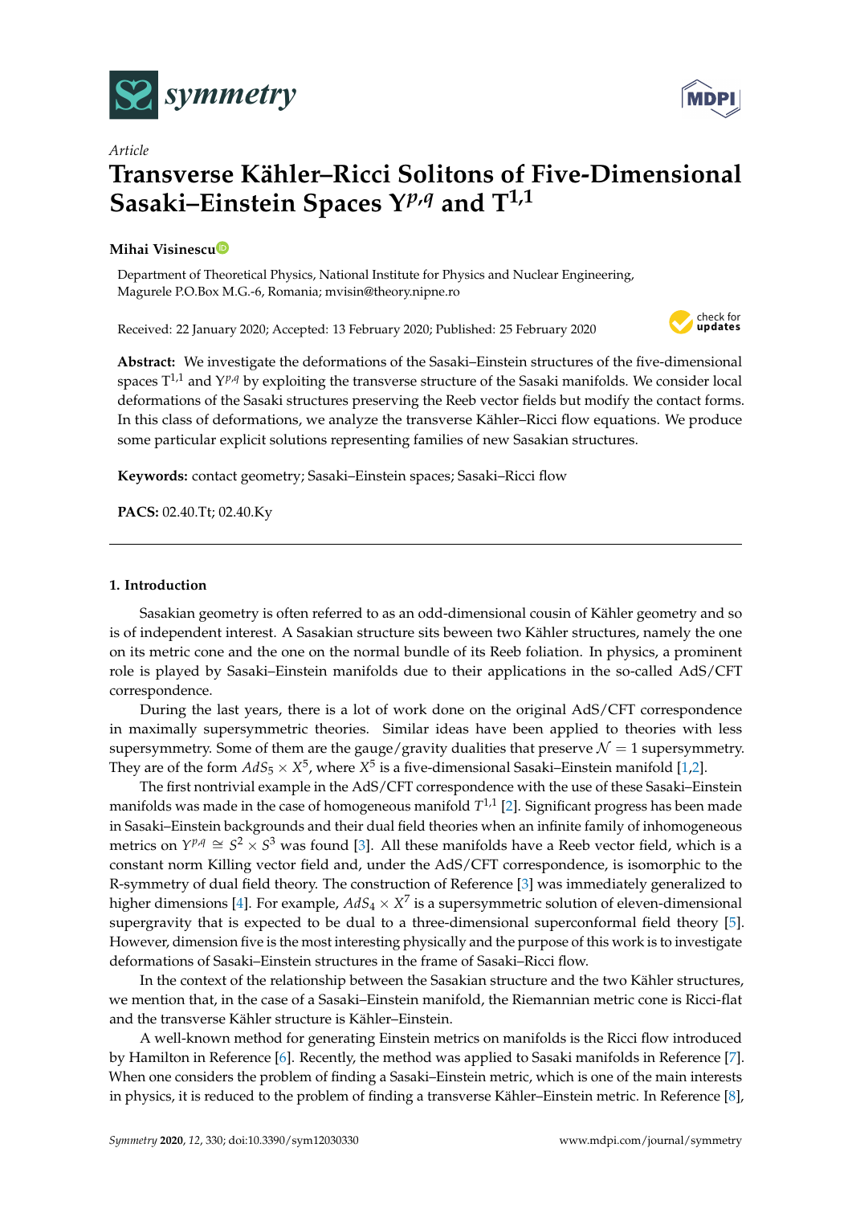*Article*

# Transverse Kähler–Ricci Solitons of Five-Dimensional Sasaki–Einstein Spaces $Y^{p,q}$ and $T^{1,1}$

**Mihai Visinescu**

Department of Theoretical Physics, National Institute for Physics and Nuclear Engineering, Magurele P.O.Box M.G.-6, Romania; mvisin@theory.nipne.ro

Received: 22 January 2020; Accepted: 13 February 2020; Published: 25 February 2020

**Abstract:** We investigate the deformations of the Sasaki–Einstein structures of the five-dimensional spaces $T^{1,1}$ and $Y^{p,q}$ by exploiting the transverse structure of the Sasaki manifolds. We consider local deformations of the Sasaki structures preserving the Reeb vector fields but modify the contact forms. In this class of deformations, we analyze the transverse Kähler–Ricci flow equations. We produce some particular explicit solutions representing families of new Sasakian structures.

**Keywords:** contact geometry; Sasaki–Einstein spaces; Sasaki–Ricci flow

**PACS:** 02.40.Tt; 02.40.Ky

## 1. Introduction

Sasakian geometry is often referred to as an odd-dimensional cousin of Kähler geometry and so is of independent interest. A Sasakian structure sits beween two Kähler structures, namely the one on its metric cone and the one on the normal bundle of its Reeb foliation. In physics, a prominent role is played by Sasaki–Einstein manifolds due to their applications in the so-called AdS/CFT correspondence.

During the last years, there is a lot of work done on the original AdS/CFT correspondence in maximally supersymmetric theories. Similar ideas have been applied to theories with less supersymmetry. Some of them are the gauge/gravity dualities that preserve $\mathcal{N} = 1$ supersymmetry. They are of the form $AdS_5 \times X^5$, where $X^5$ is a five-dimensional Sasaki–Einstein manifold [1,2].

The first nontrivial example in the AdS/CFT correspondence with the use of these Sasaki–Einstein manifolds was made in the case of homogeneous manifold $T^{1,1}$ [2]. Significant progress has been made in Sasaki–Einstein backgrounds and their dual field theories when an infinite family of inhomogeneous metrics on $Y^{p,q} \cong S^2 \times S^3$ was found [3]. All these manifolds have a Reeb vector field, which is a constant norm Killing vector field and, under the AdS/CFT correspondence, is isomorphic to the R-symmetry of dual field theory. The construction of Reference [3] was immediately generalized to higher dimensions [4]. For example, $AdS_4 \times X^7$ is a supersymmetric solution of eleven-dimensional supergravity that is expected to be dual to a three-dimensional superconformal field theory [5]. However, dimension five is the most interesting physically and the purpose of this work is to investigate deformations of Sasaki–Einstein structures in the frame of Sasaki–Ricci flow.

In the context of the relationship between the Sasakian structure and the two Kähler structures, we mention that, in the case of a Sasaki–Einstein manifold, the Riemannian metric cone is Ricci-flat and the transverse Kähler structure is Kähler–Einstein.

A well-known method for generating Einstein metrics on manifolds is the Ricci flow introduced by Hamilton in Reference [6]. Recently, the method was applied to Sasaki manifolds in Reference [7]. When one considers the problem of finding a Sasaki–Einstein metric, which is one of the main interests in physics, it is reduced to the problem of finding a transverse Kähler–Einstein metric. In Reference [8],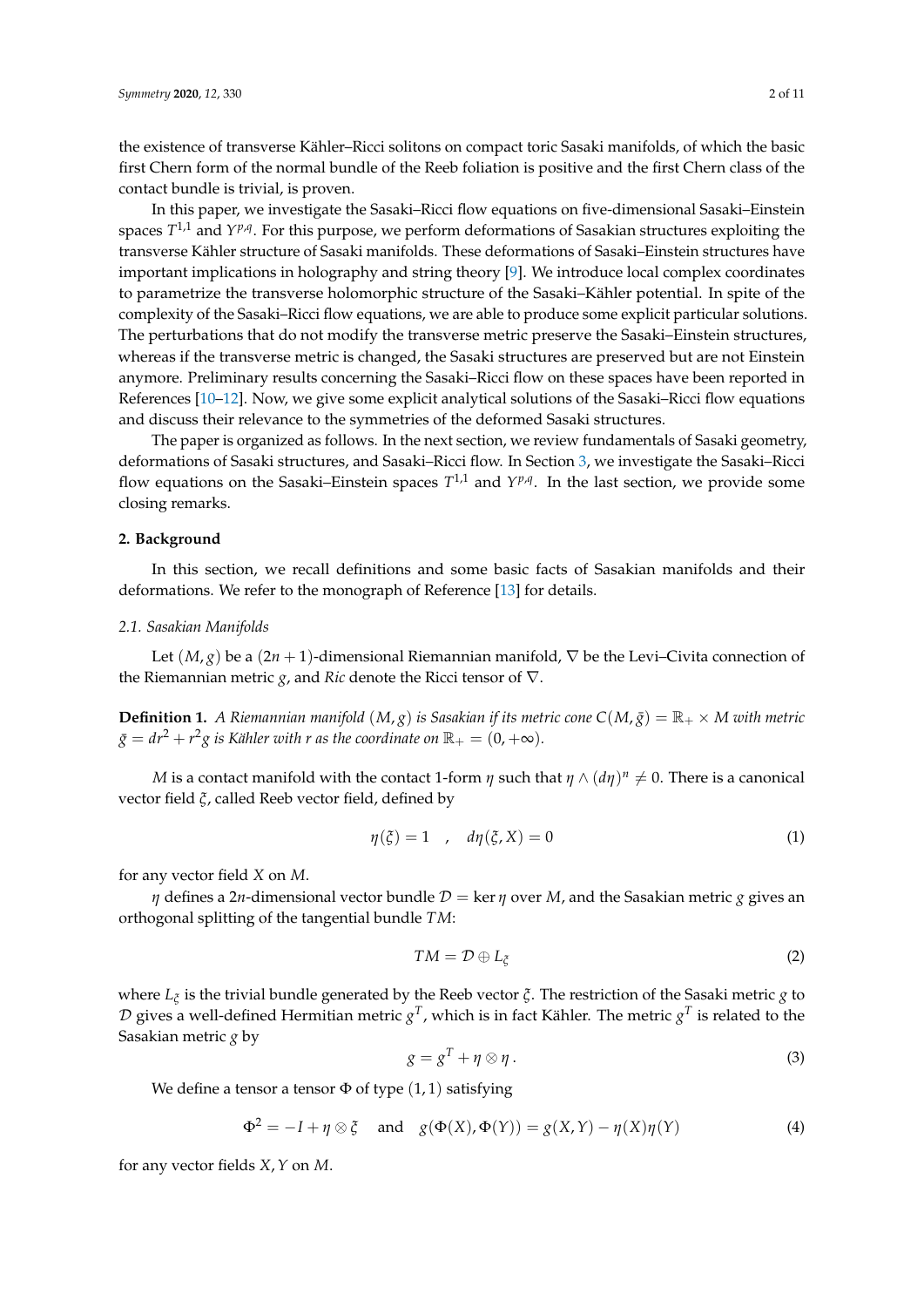the existence of transverse Kähler–Ricci solitons on compact toric Sasaki manifolds, of which the basic first Chern form of the normal bundle of the Reeb foliation is positive and the first Chern class of the contact bundle is trivial, is proven.

In this paper, we investigate the Sasaki–Ricci flow equations on five-dimensional Sasaki–Einstein spaces $T^{1,1}$ and $Y^{p,q}$. For this purpose, we perform deformations of Sasakian structures exploiting the transverse Kähler structure of Sasaki manifolds. These deformations of Sasaki–Einstein structures have important implications in holography and string theory [9]. We introduce local complex coordinates to parametrize the transverse holomorphic structure of the Sasaki–Kähler potential. In spite of the complexity of the Sasaki–Ricci flow equations, we are able to produce some explicit particular solutions. The perturbations that do not modify the transverse metric preserve the Sasaki–Einstein structures, whereas if the transverse metric is changed, the Sasaki structures are preserved but are not Einstein anymore. Preliminary results concerning the Sasaki–Ricci flow on these spaces have been reported in References [10–12]. Now, we give some explicit analytical solutions of the Sasaki–Ricci flow equations and discuss their relevance to the symmetries of the deformed Sasaki structures.

The paper is organized as follows. In the next section, we review fundamentals of Sasaki geometry, deformations of Sasaki structures, and Sasaki–Ricci flow. In Section 3, we investigate the Sasaki–Ricci flow equations on the Sasaki–Einstein spaces $T^{1,1}$ and $Y^{p,q}$. In the last section, we provide some closing remarks.

## 2. Background

In this section, we recall definitions and some basic facts of Sasakian manifolds and their deformations. We refer to the monograph of Reference [13] for details.

### 2.1. Sasakian Manifolds

Let $(M, g)$ be a $(2n+1)$-dimensional Riemannian manifold, $\nabla$ be the Levi–Civita connection of the Riemannian metric $g$, and $Ric$ denote the Ricci tensor of $\nabla$.

**Definition 1.** *A Riemannian manifold $(M, g)$ is Sasakian if its metric cone $C(M, \bar{g}) = \mathbb{R}_+ \times M$ with metric $\bar{g} = dr^2 + r^2 g$ is Kähler with $r$ as the coordinate on $\mathbb{R}_+ = (0, +\infty)$.*

$M$ is a contact manifold with the contact 1-form $\eta$ such that $\eta \wedge (d\eta)^n \neq 0$. There is a canonical vector field $\xi$, called Reeb vector field, defined by

$$\eta(\xi) = 1 \quad , \quad d\eta(\xi, X) = 0 \tag{1}$$

for any vector field $X$ on $M$.

$\eta$ defines a $2n$-dimensional vector bundle $\mathcal{D} = \ker \eta$ over $M$, and the Sasakian metric $g$ gives an orthogonal splitting of the tangential bundle $TM$:

$$TM = \mathcal{D} \oplus L_\xi \tag{2}$$

where $L_\xi$ is the trivial bundle generated by the Reeb vector $\xi$. The restriction of the Sasaki metric $g$ to $\mathcal{D}$ gives a well-defined Hermitian metric $g^T$, which is in fact Kähler. The metric $g^T$ is related to the Sasakian metric $g$ by

$$g = g^T + \eta \otimes \eta \, . \tag{3}$$

We define a tensor a tensor $\Phi$ of type $(1,1)$ satisfying

$$\Phi^2 = -I + \eta \otimes \xi \quad \text{and} \quad g(\Phi(X), \Phi(Y)) = g(X, Y) - \eta(X)\eta(Y) \tag{4}$$

for any vector fields $X, Y$ on $M$.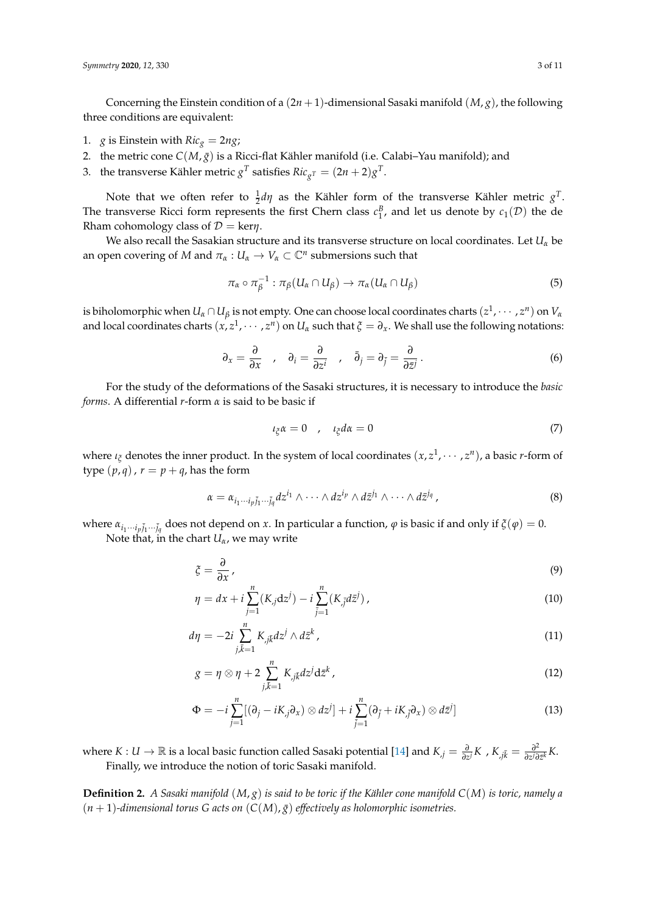Concerning the Einstein condition of a $(2n+1)$-dimensional Sasaki manifold $(M, g)$, the following three conditions are equivalent:

1. $g$ is Einstein with $Ric_g = 2ng$;
2. the metric cone $C(M, \bar{g})$ is a Ricci-flat Kähler manifold (i.e. Calabi–Yau manifold); and
3. the transverse Kähler metric $g^T$ satisfies $Ric_{g^T} = (2n+2)g^T$.

Note that we often refer to $\frac{1}{2}d\eta$ as the Kähler form of the transverse Kähler metric $g^T$. The transverse Ricci form represents the first Chern class $c_1^B$, and let us denote by $c_1(\mathcal{D})$ the de Rham cohomology class of $\mathcal{D} = \ker\eta$.

We also recall the Sasakian structure and its transverse structure on local coordinates. Let $U_\alpha$ be an open covering of $M$ and $\pi_\alpha : U_\alpha \to V_\alpha \subset \mathbb{C}^n$ submersions such that

$$
\pi_\alpha \circ \pi_\beta^{-1} : \pi_\beta(U_\alpha \cap U_\beta) \to \pi_\alpha(U_\alpha \cap U_\beta) \tag{5}
$$

is biholomorphic when $U_\alpha \cap U_\beta$ is not empty. One can choose local coordinates charts $(z^1, \cdots, z^n)$ on $V_\alpha$ and local coordinates charts $(x, z^1, \cdots, z^n)$ on $U_\alpha$ such that $\xi = \partial_x$. We shall use the following notations:

$$
\partial_x = \frac{\partial}{\partial x} \quad , \quad \partial_i = \frac{\partial}{\partial z^i} \quad , \quad \bar{\partial}_j = \partial_{\bar{j}} = \frac{\partial}{\partial \bar{z}^j} \, . \tag{6}
$$

For the study of the deformations of the Sasaki structures, it is necessary to introduce the *basic forms*. A differential $r$-form $\alpha$ is said to be basic if

$$
\iota_\xi \alpha = 0 \quad , \quad \iota_\xi d\alpha = 0 \tag{7}
$$

where $\iota_\xi$ denotes the inner product. In the system of local coordinates $(x, z^1, \cdots, z^n)$, a basic $r$-form of type $(p, q)$, $r = p + q$, has the form

$$
\alpha = \alpha_{i_1 \cdots i_p \bar{j}_1 \cdots \bar{j}_q} dz^{i_1} \wedge \cdots \wedge dz^{i_p} \wedge d\bar{z}^{j_1} \wedge \cdots \wedge d\bar{z}^{j_q} \, , \tag{8}
$$

where $\alpha_{i_1 \cdots i_p \bar{j}_1 \cdots \bar{j}_q}$ does not depend on $x$. In particular a function, $\varphi$ is basic if and only if $\xi(\varphi) = 0$.

Note that, in the chart $U_\alpha$, we may write

$$
\xi = \frac{\partial}{\partial x} \, , \tag{9}
$$

$$
\eta = dx + i \sum_{j=1}^{n} (K_{,j} dz^j) - i \sum_{\bar{j}=1}^{n} (K_{,\bar{j}} d\bar{z}^j) \, , \tag{10}
$$

$$
d\eta = -2i \sum_{j,\bar{k}=1}^{n} K_{,j\bar{k}} dz^j \wedge d\bar{z}^k \, , \tag{11}
$$

$$
g = \eta \otimes \eta + 2 \sum_{j,\bar{k}=1}^{n} K_{,j\bar{k}} dz^j d\bar{z}^k \, , \tag{12}
$$

$$
\Phi = -i \sum_{j=1}^{n} [(\partial_j - iK_{,j}\partial_x) \otimes dz^j] + i \sum_{\bar{j}=1}^{n} (\partial_{\bar{j}} + iK_{,\bar{j}}\partial_x) \otimes d\bar{z}^j] \tag{13}
$$

where $K : U \to \mathbb{R}$ is a local basic function called Sasaki potential [14] and $K_{,j} = \frac{\partial}{\partial z^j} K$ , $K_{,j\bar{k}} = \frac{\partial^2}{\partial z^j \partial \bar{z}^k} K$.

Finally, we introduce the notion of toric Sasaki manifold.

**Definition 2.** *A Sasaki manifold $(M, g)$ is said to be toric if the Kähler cone manifold $C(M)$ is toric, namely a $(n+1)$-dimensional torus $G$ acts on $(C(M), \bar{g})$ effectively as holomorphic isometries.*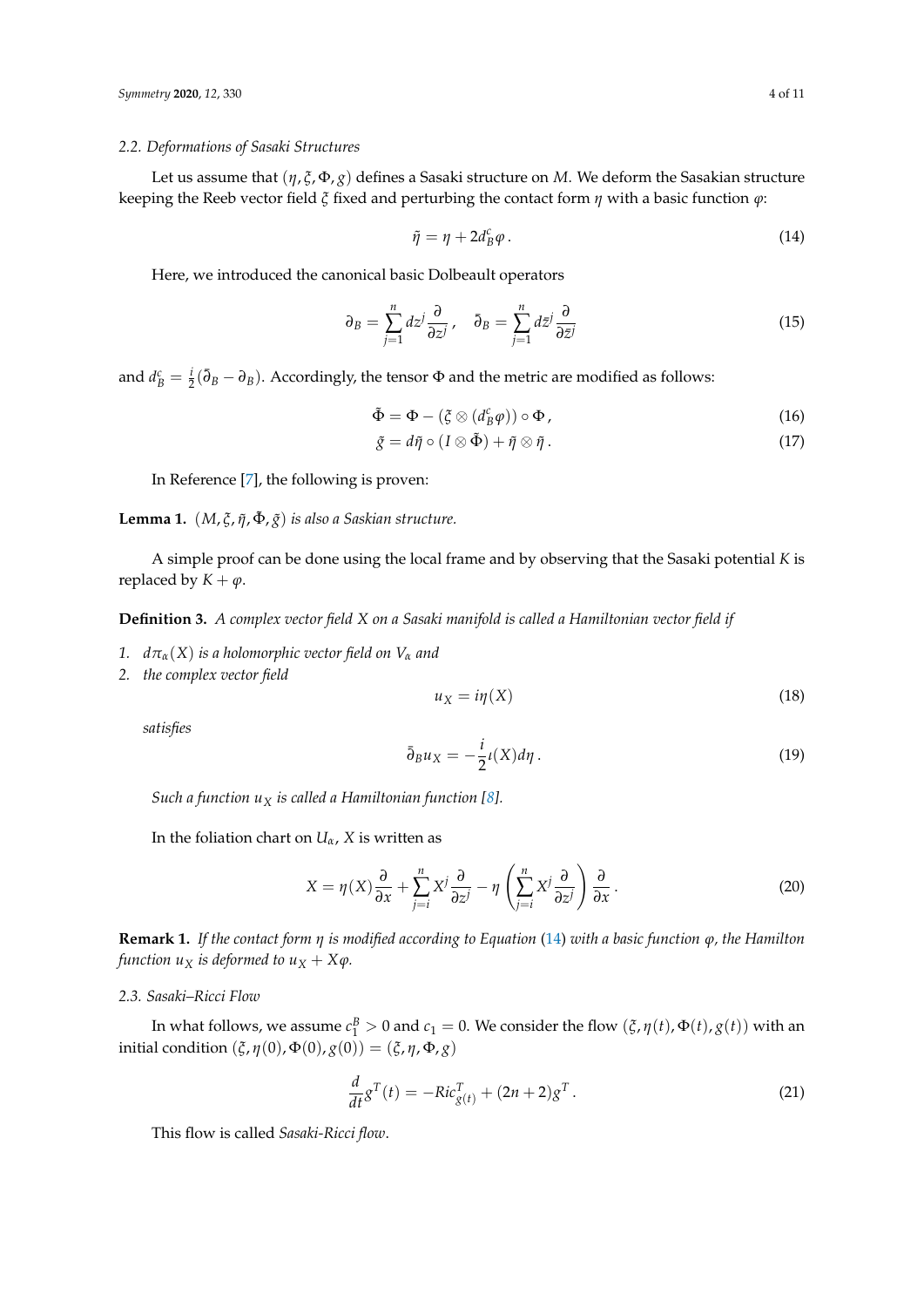### 2.2. Deformations of Sasaki Structures

Let us assume that $(\eta, \xi, \Phi, g)$ defines a Sasaki structure on $M$. We deform the Sasakian structure keeping the Reeb vector field $\xi$ fixed and perturbing the contact form $\eta$ with a basic function $\varphi$:

$$\tilde{\eta} = \eta + 2d_B^c \varphi \,. \tag{14}$$

Here, we introduced the canonical basic Dolbeault operators

$$\partial_B = \sum_{j=1}^{n} dz^j \frac{\partial}{\partial z^j} \,, \quad \bar{\partial}_B = \sum_{j=1}^{n} d\bar{z}^j \frac{\partial}{\partial \bar{z}^j} \tag{15}$$

and $d_B^c = \frac{i}{2}(\bar{\partial}_B - \partial_B)$. Accordingly, the tensor $\Phi$ and the metric are modified as follows:

$$\tilde{\Phi} = \Phi - (\xi \otimes (d_B^c \varphi)) \circ \Phi \,, \tag{16}$$

$$\tilde{g} = d\tilde{\eta} \circ (I \otimes \tilde{\Phi}) + \tilde{\eta} \otimes \tilde{\eta} \,. \tag{17}$$

In Reference [7], the following is proven:

**Lemma 1.** *$(M, \xi, \tilde{\eta}, \tilde{\Phi}, \tilde{g})$ is also a Saskian structure.*

A simple proof can be done using the local frame and by observing that the Sasaki potential $K$ is replaced by $K + \varphi$.

**Definition 3.** *A complex vector field $X$ on a Sasaki manifold is called a Hamiltonian vector field if*

1. *$d\pi_\alpha(X)$ is a holomorphic vector field on $V_\alpha$ and*
2. *the complex vector field*

$$u_X = i\eta(X) \tag{18}$$

*satisfies*

$$\bar{\partial}_B u_X = -\frac{i}{2}\iota(X) d\eta \,. \tag{19}$$

*Such a function $u_X$ is called a Hamiltonian function [8].*

In the foliation chart on $U_\alpha$, $X$ is written as

$$X = \eta(X)\frac{\partial}{\partial x} + \sum_{j=i}^{n} X^j \frac{\partial}{\partial z^j} - \eta\left(\sum_{j=i}^{n} X^j \frac{\partial}{\partial z^j}\right)\frac{\partial}{\partial x} \,. \tag{20}$$

**Remark 1.** *If the contact form $\eta$ is modified according to Equation (14) with a basic function $\varphi$, the Hamilton function $u_X$ is deformed to $u_X + X\varphi$.*

### 2.3. Sasaki–Ricci Flow

In what follows, we assume $c_1^B > 0$ and $c_1 = 0$. We consider the flow $(\xi, \eta(t), \Phi(t), g(t))$ with an initial condition $(\xi, \eta(0), \Phi(0), g(0)) = (\xi, \eta, \Phi, g)$

$$\frac{d}{dt} g^T(t) = -Ric_{g(t)}^T + (2n+2) g^T \,. \tag{21}$$

This flow is called *Sasaki-Ricci flow*.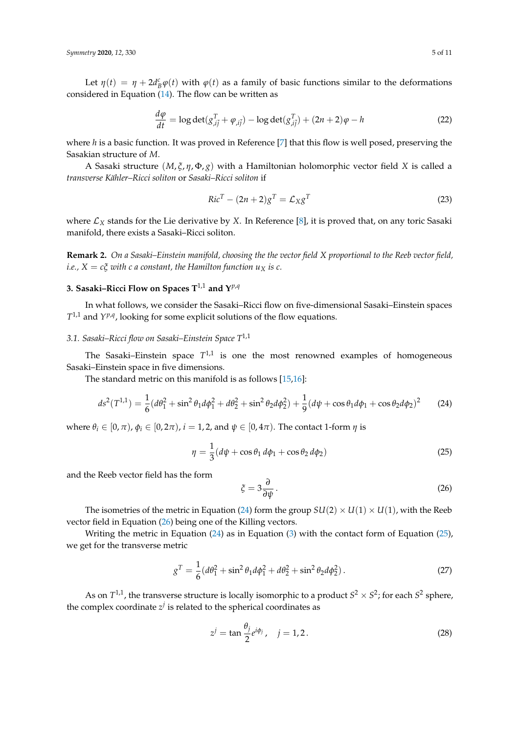Let $\eta(t) = \eta + 2d_B^c \varphi(t)$ with $\varphi(t)$ as a family of basic functions similar to the deformations considered in Equation (14). The flow can be written as

$$\frac{d\varphi}{dt} = \log \det(g^T_{i\bar{j}} + \varphi_{,i\bar{j}}) - \log \det(g^T_{i\bar{j}}) + (2n+2)\varphi - h \tag{22}$$

where $h$ is a basic function. It was proved in Reference [7] that this flow is well posed, preserving the Sasakian structure of $M$.

A Sasaki structure $(M, \xi, \eta, \Phi, g)$ with a Hamiltonian holomorphic vector field $X$ is called a *transverse Kähler–Ricci soliton* or *Sasaki–Ricci soliton* if

$$Ric^T - (2n+2) g^T = \mathcal{L}_X g^T \tag{23}$$

where $\mathcal{L}_X$ stands for the Lie derivative by $X$. In Reference [8], it is proved that, on any toric Sasaki manifold, there exists a Sasaki–Ricci soliton.

**Remark 2.** *On a Sasaki–Einstein manifold, choosing the the vector field $X$ proportional to the Reeb vector field, i.e., $X = c\xi$ with $c$ a constant, the Hamilton function $u_X$ is $c$.*

## 3. Sasaki–Ricci Flow on Spaces $T^{1,1}$ and $Y^{p,q}$

In what follows, we consider the Sasaki–Ricci flow on five-dimensional Sasaki–Einstein spaces $T^{1,1}$ and $Y^{p,q}$, looking for some explicit solutions of the flow equations.

### 3.1. Sasaki–Ricci flow on Sasaki–Einstein Space $T^{1,1}$

The Sasaki–Einstein space $T^{1,1}$ is one the most renowned examples of homogeneous Sasaki–Einstein space in five dimensions.

The standard metric on this manifold is as follows [15,16]:

$$ds^2(T^{1,1}) = \frac{1}{6}(d\theta_1^2 + \sin^2\theta_1 d\phi_1^2 + d\theta_2^2 + \sin^2\theta_2 d\phi_2^2) + \frac{1}{9}(d\psi + \cos\theta_1 d\phi_1 + \cos\theta_2 d\phi_2)^2 \tag{24}$$

where $\theta_i \in [0, \pi)$, $\phi_i \in [0, 2\pi)$, $i = 1, 2$, and $\psi \in [0, 4\pi)$. The contact 1-form $\eta$ is

$$\eta = \frac{1}{3}(d\psi + \cos\theta_1\, d\phi_1 + \cos\theta_2\, d\phi_2) \tag{25}$$

and the Reeb vector field has the form

$$\xi = 3\frac{\partial}{\partial\psi}\,. \tag{26}$$

The isometries of the metric in Equation (24) form the group $SU(2) \times U(1) \times U(1)$, with the Reeb vector field in Equation (26) being one of the Killing vectors.

Writing the metric in Equation (24) as in Equation (3) with the contact form of Equation (25), we get for the transverse metric

$$g^T = \frac{1}{6}(d\theta_1^2 + \sin^2\theta_1 d\phi_1^2 + d\theta_2^2 + \sin^2\theta_2 d\phi_2^2)\,. \tag{27}$$

As on $T^{1,1}$, the transverse structure is locally isomorphic to a product $S^2 \times S^2$; for each $S^2$ sphere, the complex coordinate $z^j$ is related to the spherical coordinates as

$$z^j = \tan\frac{\theta_j}{2} e^{i\phi_j}\,, \quad j = 1, 2\,. \tag{28}$$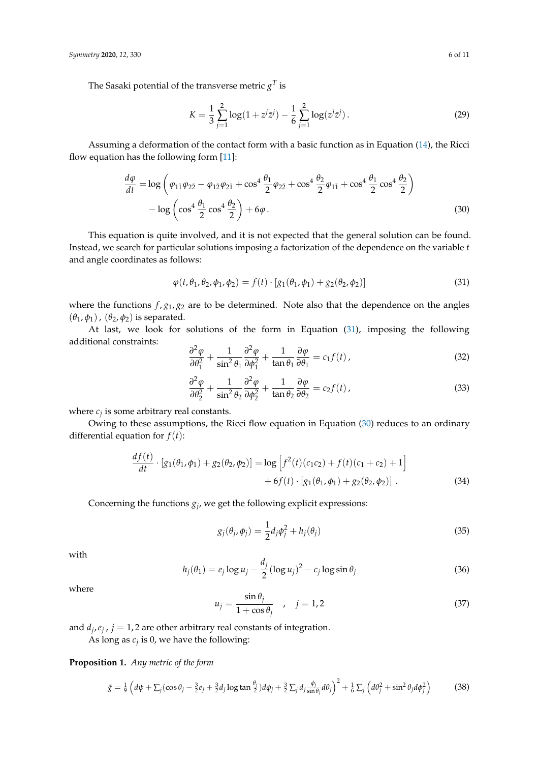The Sasaki potential of the transverse metric $g^T$ is

$$
K = \frac{1}{3}\sum_{j=1}^{2}\log(1+z^j\bar{z}^j) - \frac{1}{6}\sum_{j=1}^{2}\log(z^j\bar{z}^j)\,. \tag{29}
$$

Assuming a deformation of the contact form with a basic function as in Equation (14), the Ricci flow equation has the following form [11]:

$$
\begin{aligned}
\frac{d\varphi}{dt} =& \log\left(\varphi_{1\bar{1}}\varphi_{2\bar{2}} - \varphi_{1\bar{2}}\varphi_{2\bar{1}} + \cos^4\frac{\theta_1}{2}\varphi_{2\bar{2}} + \cos^4\frac{\theta_2}{2}\varphi_{1\bar{1}} + \cos^4\frac{\theta_1}{2}\cos^4\frac{\theta_2}{2}\right) \\
&- \log\left(\cos^4\frac{\theta_1}{2}\cos^4\frac{\theta_2}{2}\right) + 6\varphi\,.
\end{aligned} \tag{30}
$$

This equation is quite involved, and it is not expected that the general solution can be found. Instead, we search for particular solutions imposing a factorization of the dependence on the variable $t$ and angle coordinates as follows:

$$
\varphi(t,\theta_1,\theta_2,\phi_1,\phi_2) = f(t)\cdot[g_1(\theta_1,\phi_1) + g_2(\theta_2,\phi_2)] \tag{31}
$$

where the functions $f, g_1, g_2$ are to be determined. Note also that the dependence on the angles $(\theta_1,\phi_1)$, $(\theta_2,\phi_2)$ is separated.

At last, we look for solutions of the form in Equation (31), imposing the following additional constraints:

$$
\frac{\partial^2\varphi}{\partial\theta_1^2} + \frac{1}{\sin^2\theta_1}\frac{\partial^2\varphi}{\partial\phi_1^2} + \frac{1}{\tan\theta_1}\frac{\partial\varphi}{\partial\theta_1} = c_1 f(t)\,, \tag{32}
$$

$$
\frac{\partial^2\varphi}{\partial\theta_2^2} + \frac{1}{\sin^2\theta_2}\frac{\partial^2\varphi}{\partial\phi_2^2} + \frac{1}{\tan\theta_2}\frac{\partial\varphi}{\partial\theta_2} = c_2 f(t)\,, \tag{33}
$$

where $c_j$ is some arbitrary real constants.

Owing to these assumptions, the Ricci flow equation in Equation (30) reduces to an ordinary differential equation for $f(t)$:

$$
\begin{aligned}
\frac{df(t)}{dt}\cdot[g_1(\theta_1,\phi_1)+g_2(\theta_2,\phi_2)] =& \log\left[f^2(t)(c_1c_2) + f(t)(c_1+c_2) + 1\right] \\
&+ 6f(t)\cdot[g_1(\theta_1,\phi_1)+g_2(\theta_2,\phi_2)]\,.
\end{aligned} \tag{34}
$$

Concerning the functions $g_j$, we get the following explicit expressions:

$$
g_j(\theta_j,\phi_j) = \frac{1}{2}d_j\phi_j^2 + h_j(\theta_j) \tag{35}
$$

with

$$
h_j(\theta_1) = e_j\log u_j - \frac{d_j}{2}(\log u_j)^2 - c_j\log\sin\theta_j \tag{36}
$$

where

$$
u_j = \frac{\sin\theta_j}{1+\cos\theta_j} \quad , \quad j = 1,2 \tag{37}
$$

and $d_j, e_j$ , $j = 1,2$ are other arbitrary real constants of integration.

As long as $c_j$ is 0, we have the following:

**Proposition 1.** *Any metric of the form*

$$
\tilde{g} = \frac{1}{9}\left(d\psi + \sum_j(\cos\theta_j - \tfrac{3}{2}e_j + \tfrac{3}{2}d_j\log\tan\tfrac{\theta_j}{2})d\phi_j + \tfrac{3}{2}\sum_j d_j\tfrac{\phi_j}{\sin\theta_j}d\theta_j\right)^2 + \frac{1}{6}\sum_j\left(d\theta_j^2 + \sin^2\theta_j d\phi_j^2\right) \tag{38}
$$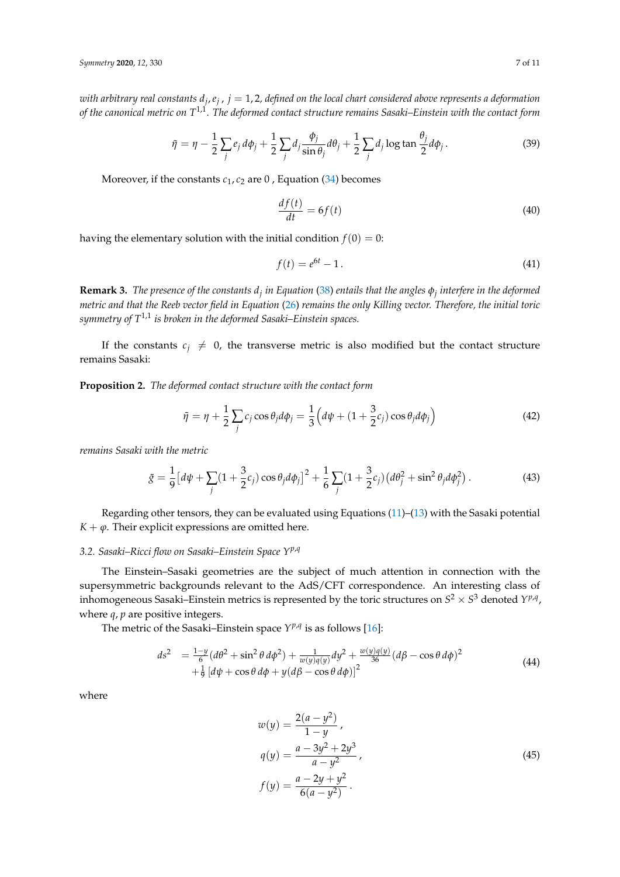*with arbitrary real constants $d_j, e_j$, $j = 1, 2$, defined on the local chart considered above represents a deformation of the canonical metric on $T^{1,1}$. The deformed contact structure remains Sasaki–Einstein with the contact form*

$$\tilde{\eta} = \eta - \frac{1}{2}\sum_j e_j\, d\phi_j + \frac{1}{2}\sum_j d_j \frac{\phi_j}{\sin\theta_j} d\theta_j + \frac{1}{2}\sum_j d_j \log\tan\frac{\theta_j}{2} d\phi_j \,. \tag{39}$$

Moreover, if the constants $c_1, c_2$ are 0 , Equation (34) becomes

$$\frac{df(t)}{dt} = 6f(t) \tag{40}$$

having the elementary solution with the initial condition $f(0) = 0$:

$$f(t) = e^{6t} - 1\,. \tag{41}$$

**Remark 3.** *The presence of the constants $d_j$ in Equation (38) entails that the angles $\phi_j$ interfere in the deformed metric and that the Reeb vector field in Equation (26) remains the only Killing vector. Therefore, the initial toric symmetry of $T^{1,1}$ is broken in the deformed Sasaki–Einstein spaces.*

If the constants $c_j \neq 0$, the transverse metric is also modified but the contact structure remains Sasaki:

**Proposition 2.** *The deformed contact structure with the contact form*

$$\tilde{\eta} = \eta + \frac{1}{2}\sum_j c_j \cos\theta_j d\phi_j = \frac{1}{3}\Big(d\psi + (1 + \frac{3}{2}c_j)\cos\theta_j d\phi_j\Big) \tag{42}$$

*remains Sasaki with the metric*

$$\tilde{g} = \frac{1}{9}\big[d\psi + \sum_j (1 + \frac{3}{2}c_j)\cos\theta_j d\phi_j\big]^2 + \frac{1}{6}\sum_j (1 + \frac{3}{2}c_j)\big(d\theta_j^2 + \sin^2\theta_j d\phi_j^2\big)\,. \tag{43}$$

Regarding other tensors, they can be evaluated using Equations (11)–(13) with the Sasaki potential $K + \varphi$. Their explicit expressions are omitted here.

### 3.2. Sasaki–Ricci flow on Sasaki–Einstein Space $Y^{p,q}$

The Einstein–Sasaki geometries are the subject of much attention in connection with the supersymmetric backgrounds relevant to the AdS/CFT correspondence. An interesting class of inhomogeneous Sasaki–Einstein metrics is represented by the toric structures on $S^2 \times S^3$ denoted $Y^{p,q}$, where $q, p$ are positive integers.

The metric of the Sasaki–Einstein space $Y^{p,q}$ is as follows [16]:

$$\begin{aligned} ds^2 \;&= \tfrac{1-y}{6}(d\theta^2 + \sin^2\theta\, d\phi^2) + \tfrac{1}{w(y)q(y)}dy^2 + \tfrac{w(y)q(y)}{36}(d\beta - \cos\theta\, d\phi)^2 \\ &+ \tfrac{1}{9}\left[d\psi + \cos\theta\, d\phi + y(d\beta - \cos\theta\, d\phi)\right]^2 \end{aligned} \tag{44}$$

where

$$\begin{aligned} w(y) &= \frac{2(a - y^2)}{1 - y}\,, \\ q(y) &= \frac{a - 3y^2 + 2y^3}{a - y^2}\,, \\ f(y) &= \frac{a - 2y + y^2}{6(a - y^2)}\,. \end{aligned} \tag{45}$$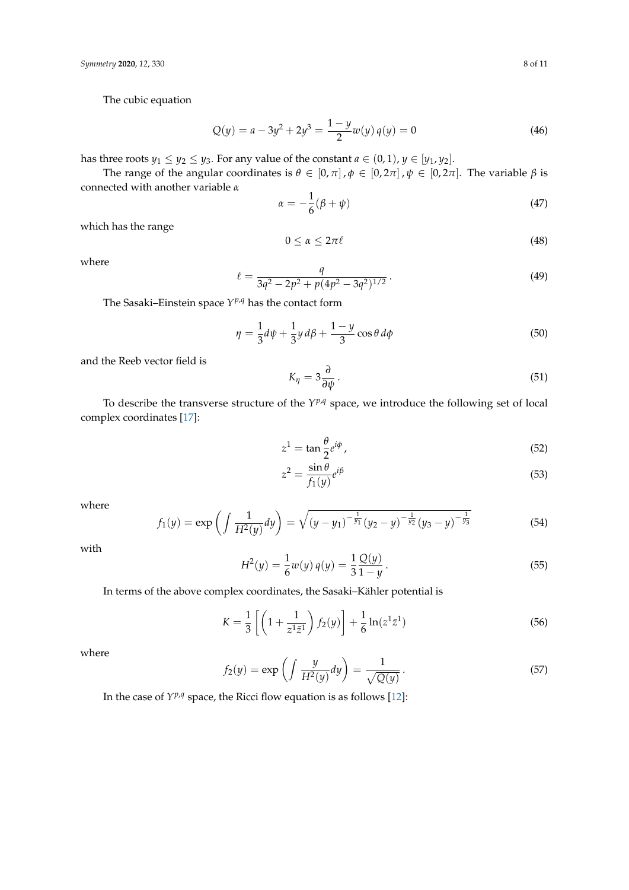The cubic equation

$$Q(y) = a - 3y^2 + 2y^3 = \frac{1-y}{2} w(y)\, q(y) = 0 \tag{46}$$

has three roots $y_1 \leq y_2 \leq y_3$. For any value of the constant $a \in (0,1)$, $y \in [y_1, y_2]$.

The range of the angular coordinates is $\theta \in [0, \pi]$, $\phi \in [0, 2\pi]$, $\psi \in [0, 2\pi]$. The variable $\beta$ is connected with another variable $\alpha$

$$\alpha = -\frac{1}{6}(\beta + \psi) \tag{47}$$

which has the range

$$0 \leq \alpha \leq 2\pi\ell \tag{48}$$

where

$$\ell = \frac{q}{3q^2 - 2p^2 + p(4p^2 - 3q^2)^{1/2}}\,. \tag{49}$$

The Sasaki–Einstein space $Y^{p,q}$ has the contact form

$$\eta = \frac{1}{3} d\psi + \frac{1}{3} y\, d\beta + \frac{1-y}{3} \cos\theta\, d\phi \tag{50}$$

and the Reeb vector field is

$$K_\eta = 3\frac{\partial}{\partial \psi}\,. \tag{51}$$

To describe the transverse structure of the $Y^{p,q}$ space, we introduce the following set of local complex coordinates [17]:

$$z^1 = \tan\frac{\theta}{2} e^{i\phi}\,, \tag{52}$$

$$z^2 = \frac{\sin\theta}{f_1(y)} e^{i\beta} \tag{53}$$

where

$$f_1(y) = \exp\left(\int \frac{1}{H^2(y)} dy\right) = \sqrt{(y - y_1)^{-\frac{1}{y_1}} (y_2 - y)^{-\frac{1}{y_2}} (y_3 - y)^{-\frac{1}{y_3}}} \tag{54}$$

with

$$H^2(y) = \frac{1}{6} w(y)\, q(y) = \frac{1}{3} \frac{Q(y)}{1-y}\,. \tag{55}$$

In terms of the above complex coordinates, the Sasaki–Kähler potential is

$$K = \frac{1}{3}\left[\left(1 + \frac{1}{z^1 \bar{z}^1}\right) f_2(y)\right] + \frac{1}{6}\ln(z^1 \bar{z}^1) \tag{56}$$

where

$$f_2(y) = \exp\left(\int \frac{y}{H^2(y)} dy\right) = \frac{1}{\sqrt{Q(y)}}\,. \tag{57}$$

In the case of $Y^{p,q}$ space, the Ricci flow equation is as follows [12]: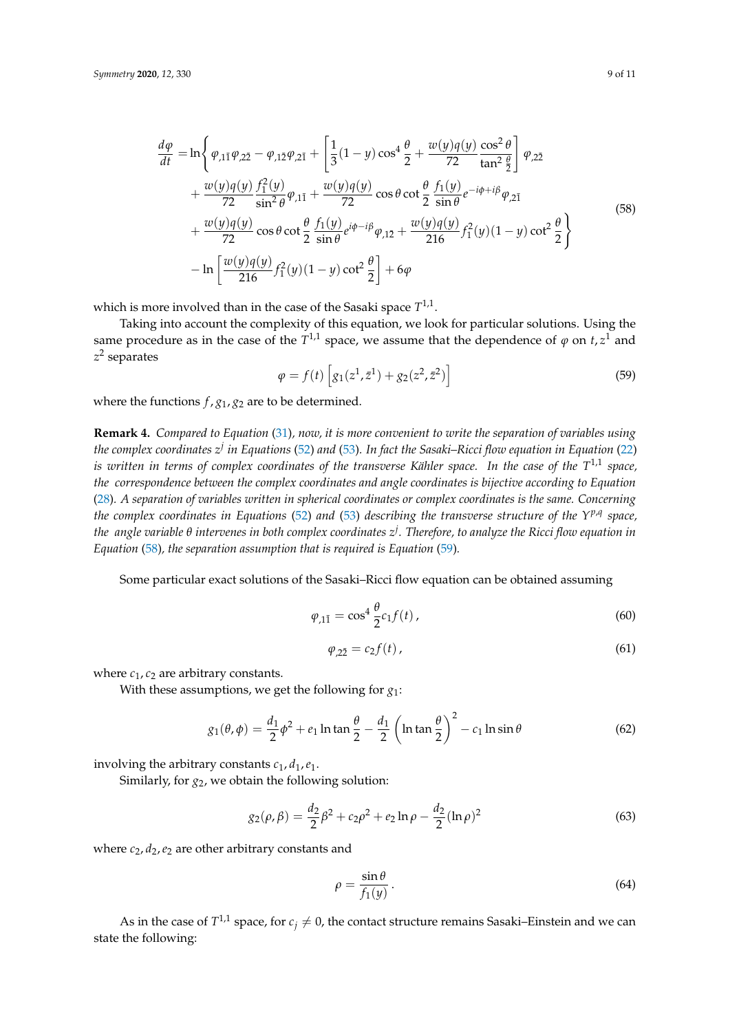$$
\begin{aligned}
\frac{d\varphi}{dt} = \ln\Bigg\{ & \varphi_{,1\bar{1}}\varphi_{,2\bar{2}} - \varphi_{,1\bar{2}}\varphi_{,2\bar{1}} + \left[\frac{1}{3}(1-y)\cos^4\frac{\theta}{2} + \frac{w(y)q(y)}{72}\frac{\cos^2\theta}{\tan^2\frac{\theta}{2}}\right]\varphi_{,2\bar{2}} \\
& + \frac{w(y)q(y)}{72}\frac{f_1^2(y)}{\sin^2\theta}\varphi_{,1\bar{1}} + \frac{w(y)q(y)}{72}\cos\theta\cot\frac{\theta}{2}\,\frac{f_1(y)}{\sin\theta}e^{-i\phi+i\beta}\varphi_{,2\bar{1}} \\
& + \frac{w(y)q(y)}{72}\cos\theta\cot\frac{\theta}{2}\,\frac{f_1(y)}{\sin\theta}e^{i\phi-i\beta}\varphi_{,1\bar{2}} + \frac{w(y)q(y)}{216}f_1^2(y)(1-y)\cot^2\frac{\theta}{2}\Bigg\} \\
& - \ln\left[\frac{w(y)q(y)}{216}f_1^2(y)(1-y)\cot^2\frac{\theta}{2}\right] + 6\varphi
\end{aligned}
\tag{58}
$$

which is more involved than in the case of the Sasaki space $T^{1,1}$.

Taking into account the complexity of this equation, we look for particular solutions. Using the same procedure as in the case of the $T^{1,1}$ space, we assume that the dependence of $\varphi$ on $t, z^1$ and $z^2$ separates

$$
\varphi = f(t)\left[g_1(z^1,\bar{z}^1) + g_2(z^2,\bar{z}^2)\right] \tag{59}
$$

where the functions $f, g_1, g_2$ are to be determined.

**Remark 4.** *Compared to Equation (31), now, it is more convenient to write the separation of variables using the complex coordinates $z^j$ in Equations (52) and (53). In fact the Sasaki–Ricci flow equation in Equation (22) is written in terms of complex coordinates of the transverse Kähler space. In the case of the $T^{1,1}$ space, the correspondence between the complex coordinates and angle coordinates is bijective according to Equation (28). A separation of variables written in spherical coordinates or complex coordinates is the same. Concerning the complex coordinates in Equations (52) and (53) describing the transverse structure of the $Y^{p,q}$ space, the angle variable $\theta$ intervenes in both complex coordinates $z^j$. Therefore, to analyze the Ricci flow equation in Equation (58), the separation assumption that is required is Equation (59).*

Some particular exact solutions of the Sasaki–Ricci flow equation can be obtained assuming

$$
\varphi_{,1\bar{1}} = \cos^4\frac{\theta}{2}c_1 f(t)\,, \tag{60}
$$

$$
\varphi_{,2\bar{2}} = c_2 f(t)\,, \tag{61}
$$

where $c_1, c_2$ are arbitrary constants.

With these assumptions, we get the following for $g_1$:

$$
g_1(\theta,\phi) = \frac{d_1}{2}\phi^2 + e_1\ln\tan\frac{\theta}{2} - \frac{d_1}{2}\left(\ln\tan\frac{\theta}{2}\right)^2 - c_1\ln\sin\theta \tag{62}
$$

involving the arbitrary constants $c_1, d_1, e_1$.

Similarly, for $g_2$, we obtain the following solution:

$$
g_2(\rho,\beta) = \frac{d_2}{2}\beta^2 + c_2\rho^2 + e_2\ln\rho - \frac{d_2}{2}(\ln\rho)^2 \tag{63}
$$

where $c_2, d_2, e_2$ are other arbitrary constants and

$$
\rho = \frac{\sin\theta}{f_1(y)}\,. \tag{64}
$$

As in the case of $T^{1,1}$ space, for $c_j \neq 0$, the contact structure remains Sasaki–Einstein and we can state the following: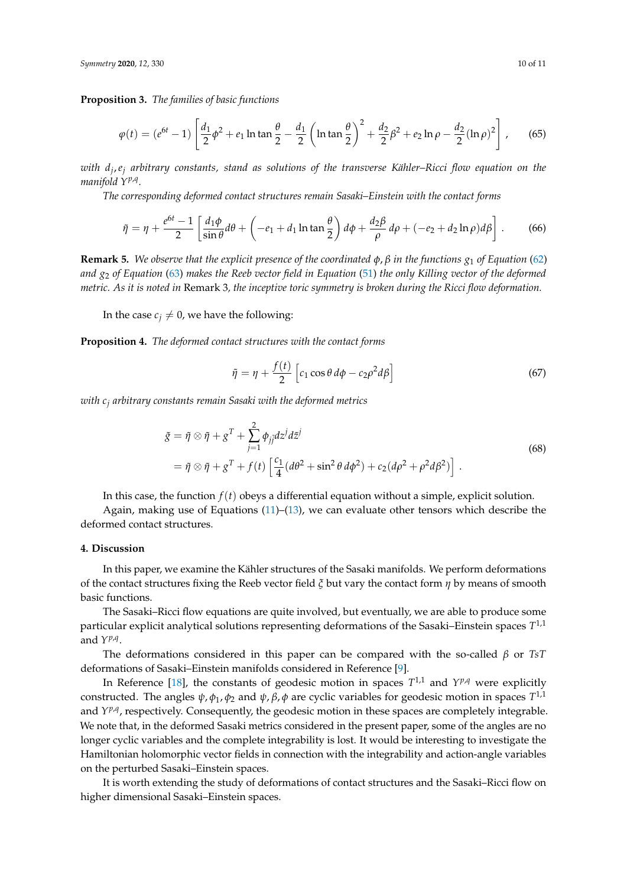**Proposition 3.** *The families of basic functions*

$$\varphi(t) = (e^{6t} - 1)\left[\frac{d_1}{2}\phi^2 + e_1 \ln\tan\frac{\theta}{2} - \frac{d_1}{2}\left(\ln\tan\frac{\theta}{2}\right)^2 + \frac{d_2}{2}\beta^2 + e_2 \ln\rho - \frac{d_2}{2}(\ln\rho)^2\right], \tag{65}$$

*with $d_j, e_j$ arbitrary constants, stand as solutions of the transverse Kähler–Ricci flow equation on the manifold $Y^{p,q}$.*

*The corresponding deformed contact structures remain Sasaki–Einstein with the contact forms*

$$\tilde{\eta} = \eta + \frac{e^{6t} - 1}{2}\left[\frac{d_1\phi}{\sin\theta}d\theta + \left(-e_1 + d_1 \ln\tan\frac{\theta}{2}\right)d\phi + \frac{d_2\beta}{\rho}\,d\rho + (-e_2 + d_2\ln\rho)d\beta\right]. \tag{66}$$

**Remark 5.** *We observe that the explicit presence of the coordinated $\phi, \beta$ in the functions $g_1$ of Equation (62) and $g_2$ of Equation (63) makes the Reeb vector field in Equation (51) the only Killing vector of the deformed metric. As it is noted in* Remark 3*, the inceptive toric symmetry is broken during the Ricci flow deformation.*

In the case $c_j \neq 0$, we have the following:

**Proposition 4.** *The deformed contact structures with the contact forms*

$$\tilde{\eta} = \eta + \frac{f(t)}{2}\left[c_1 \cos\theta\, d\phi - c_2\rho^2 d\beta\right] \tag{67}$$

*with $c_j$ arbitrary constants remain Sasaki with the deformed metrics*

$$\begin{aligned}
\tilde{g} &= \tilde{\eta} \otimes \tilde{\eta} + g^T + \sum_{j=1}^{2} \phi_{j\bar{j}} dz^j d\bar{z}^j \\
&= \tilde{\eta} \otimes \tilde{\eta} + g^T + f(t)\left[\frac{c_1}{4}(d\theta^2 + \sin^2\theta\, d\phi^2) + c_2(d\rho^2 + \rho^2 d\beta^2)\right].
\end{aligned} \tag{68}$$

In this case, the function $f(t)$ obeys a differential equation without a simple, explicit solution.

Again, making use of Equations (11)–(13), we can evaluate other tensors which describe the deformed contact structures.

## 4. Discussion

In this paper, we examine the Kähler structures of the Sasaki manifolds. We perform deformations of the contact structures fixing the Reeb vector field $\xi$ but vary the contact form $\eta$ by means of smooth basic functions.

The Sasaki–Ricci flow equations are quite involved, but eventually, we are able to produce some particular explicit analytical solutions representing deformations of the Sasaki–Einstein spaces $T^{1,1}$ and $Y^{p,q}$.

The deformations considered in this paper can be compared with the so-called $\beta$ or *TsT* deformations of Sasaki–Einstein manifolds considered in Reference [9].

In Reference [18], the constants of geodesic motion in spaces $T^{1,1}$ and $Y^{p,q}$ were explicitly constructed. The angles $\psi, \phi_1, \phi_2$ and $\psi, \beta, \phi$ are cyclic variables for geodesic motion in spaces $T^{1,1}$ and $Y^{p,q}$, respectively. Consequently, the geodesic motion in these spaces are completely integrable. We note that, in the deformed Sasaki metrics considered in the present paper, some of the angles are no longer cyclic variables and the complete integrability is lost. It would be interesting to investigate the Hamiltonian holomorphic vector fields in connection with the integrability and action-angle variables on the perturbed Sasaki–Einstein spaces.

It is worth extending the study of deformations of contact structures and the Sasaki–Ricci flow on higher dimensional Sasaki–Einstein spaces.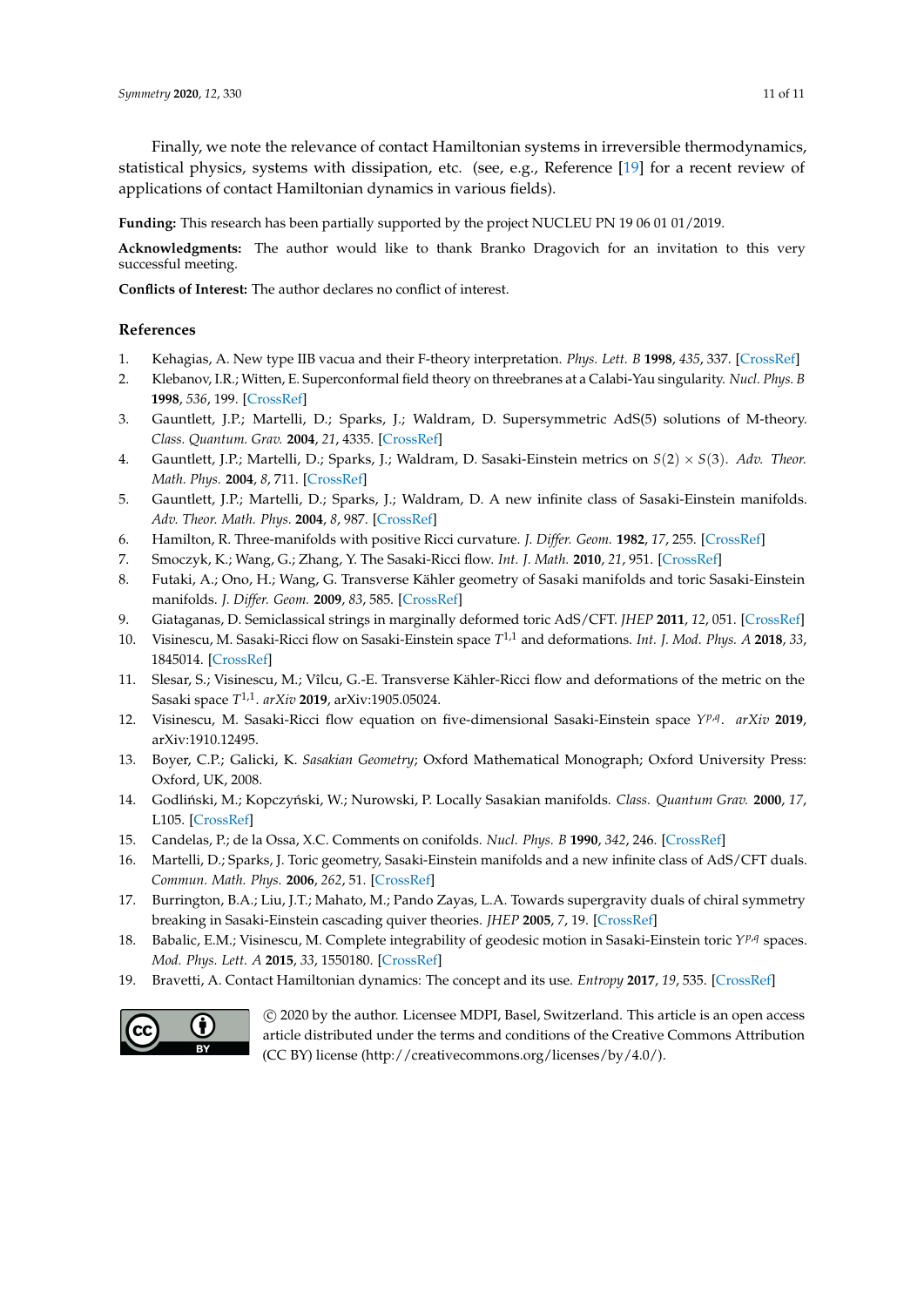Finally, we note the relevance of contact Hamiltonian systems in irreversible thermodynamics, statistical physics, systems with dissipation, etc. (see, e.g., Reference [19] for a recent review of applications of contact Hamiltonian dynamics in various fields).

**Funding:** This research has been partially supported by the project NUCLEU PN 19 06 01 01/2019.

**Acknowledgments:** The author would like to thank Branko Dragovich for an invitation to this very successful meeting.

**Conflicts of Interest:** The author declares no conflict of interest.

## References

1. Kehagias, A. New type IIB vacua and their F-theory interpretation. *Phys. Lett. B* **1998**, *435*, 337. [CrossRef]
2. Klebanov, I.R.; Witten, E. Superconformal field theory on threebranes at a Calabi-Yau singularity. *Nucl. Phys. B* **1998**, *536*, 199. [CrossRef]
3. Gauntlett, J.P.; Martelli, D.; Sparks, J.; Waldram, D. Supersymmetric AdS(5) solutions of M-theory. *Class. Quantum. Grav.* **2004**, *21*, 4335. [CrossRef]
4. Gauntlett, J.P.; Martelli, D.; Sparks, J.; Waldram, D. Sasaki-Einstein metrics on $S(2) \times S(3)$. *Adv. Theor. Math. Phys.* **2004**, *8*, 711. [CrossRef]
5. Gauntlett, J.P.; Martelli, D.; Sparks, J.; Waldram, D. A new infinite class of Sasaki-Einstein manifolds. *Adv. Theor. Math. Phys.* **2004**, *8*, 987. [CrossRef]
6. Hamilton, R. Three-manifolds with positive Ricci curvature. *J. Differ. Geom.* **1982**, *17*, 255. [CrossRef]
7. Smoczyk, K.; Wang, G.; Zhang, Y. The Sasaki-Ricci flow. *Int. J. Math.* **2010**, *21*, 951. [CrossRef]
8. Futaki, A.; Ono, H.; Wang, G. Transverse Kähler geometry of Sasaki manifolds and toric Sasaki-Einstein manifolds. *J. Differ. Geom.* **2009**, *83*, 585. [CrossRef]
9. Giataganas, D. Semiclassical strings in marginally deformed toric AdS/CFT. *JHEP* **2011**, *12*, 051. [CrossRef]
10. Visinescu, M. Sasaki-Ricci flow on Sasaki-Einstein space $T^{1,1}$ and deformations. *Int. J. Mod. Phys. A* **2018**, *33*, 1845014. [CrossRef]
11. Slesar, S.; Visinescu, M.; Vîlcu, G.-E. Transverse Kähler-Ricci flow and deformations of the metric on the Sasaki space $T^{1,1}$. *arXiv* **2019**, arXiv:1905.05024.
12. Visinescu, M. Sasaki-Ricci flow equation on five-dimensional Sasaki-Einstein space $Y^{p,q}$. *arXiv* **2019**, arXiv:1910.12495.
13. Boyer, C.P.; Galicki, K. *Sasakian Geometry*; Oxford Mathematical Monograph; Oxford University Press: Oxford, UK, 2008.
14. Godliński, M.; Kopczyński, W.; Nurowski, P. Locally Sasakian manifolds. *Class. Quantum Grav.* **2000**, *17*, L105. [CrossRef]
15. Candelas, P.; de la Ossa, X.C. Comments on conifolds. *Nucl. Phys. B* **1990**, *342*, 246. [CrossRef]
16. Martelli, D.; Sparks, J. Toric geometry, Sasaki-Einstein manifolds and a new infinite class of AdS/CFT duals. *Commun. Math. Phys.* **2006**, *262*, 51. [CrossRef]
17. Burrington, B.A.; Liu, J.T.; Mahato, M.; Pando Zayas, L.A. Towards supergravity duals of chiral symmetry breaking in Sasaki-Einstein cascading quiver theories. *JHEP* **2005**, *7*, 19. [CrossRef]
18. Babalic, E.M.; Visinescu, M. Complete integrability of geodesic motion in Sasaki-Einstein toric $Y^{p,q}$ spaces. *Mod. Phys. Lett. A* **2015**, *33*, 1550180. [CrossRef]
19. Bravetti, A. Contact Hamiltonian dynamics: The concept and its use. *Entropy* **2017**, *19*, 535. [CrossRef]

© 2020 by the author. Licensee MDPI, Basel, Switzerland. This article is an open access article distributed under the terms and conditions of the Creative Commons Attribution (CC BY) license (http://creativecommons.org/licenses/by/4.0/).